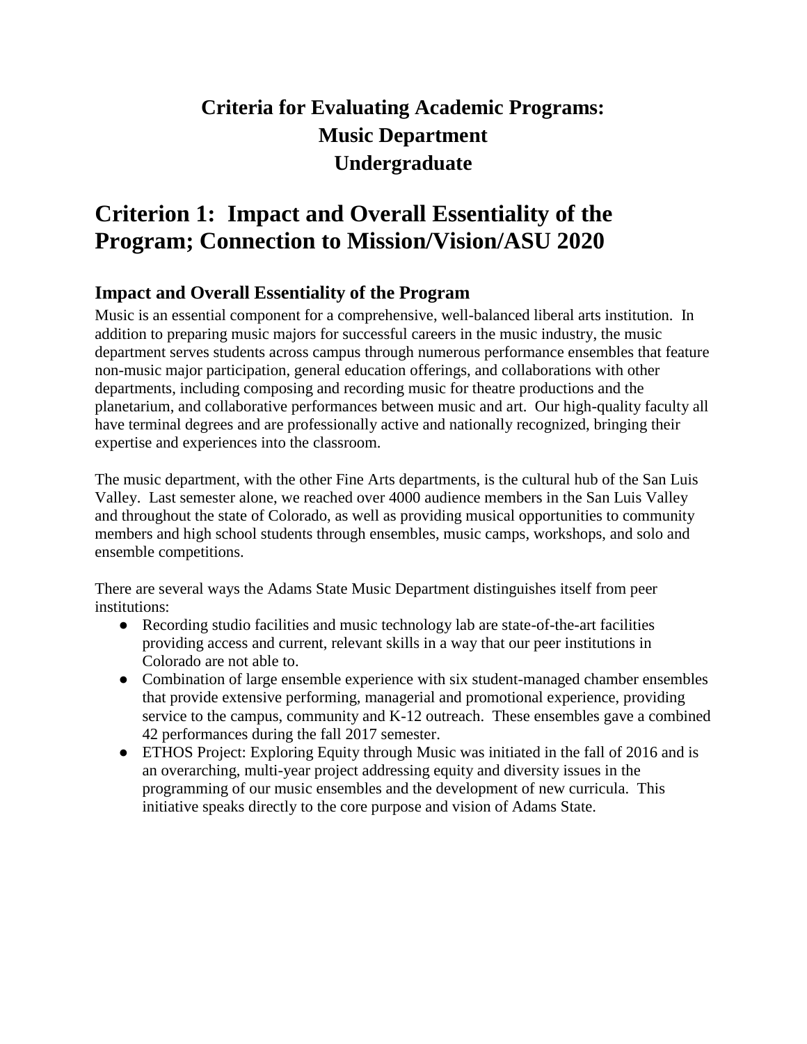# Criteria for Evaluating Academic Programs: Music Department Undergraduate

## Criterion 1: Impact and Overall Essentiality of the Program; Connection to Mission/Vision/ASU 2020

### Impact and Overall Essentiality of the Program

Music is an essential component for a comprehensive, well-balanced liberal arts institution. In addition to preparing music majors for successful careers in the music industry, the music department serves students across campus through numerous performance ensembles that feature non-music major participation, general education offerings, and collaborations with other departments, including composing and recording music for theatre productions and the planetarium, and collaborative performances between music and art. Our high-quality faculty all have terminal degrees and are professionally active and nationally recognized, bringing their expertise and experiences into the classroom.

The music department, with the other Fine Arts departments, is the cultural hub of the San Luis Valley. Last semester alone, we reached over 4000 audience members in the San Luis Valley and throughout the state of Colorado, as well as providing musical opportunities to community members and high school students through ensembles, music camps, workshops, and solo and ensemble competitions.

There are several ways the Adams State Music Department distinguishes itself from peer institutions:

- Recording studio facilities and music technology lab are state-of-the-art facilities providing access and current, relevant skills in a way that our peer institutions in Colorado are not able to.
- Combination of large ensemble experience with six student-managed chamber ensembles that provide extensive performing, managerial and promotional experience, providing service to the campus, community and K-12 outreach. These ensembles gave a combined 42 performances during the fall 2017 semester.
- ETHOS Project: Exploring Equity through Music was initiated in the fall of 2016 and is an overarching, multi-year project addressing equity and diversity issues in the programming of our music ensembles and the development of new curricula. This initiative speaks directly to the core purpose and vision of Adams State.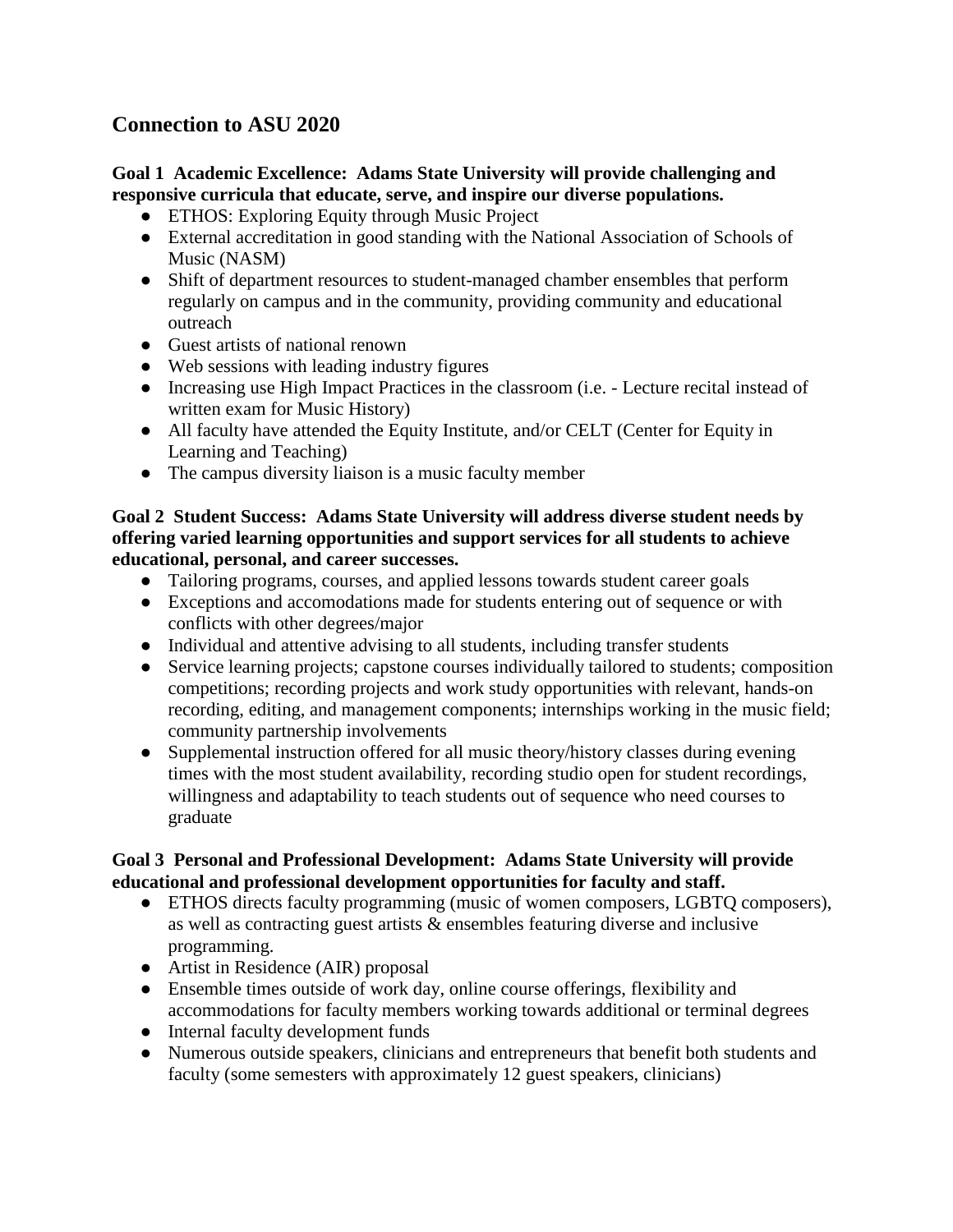## Connection to ASU 2020

**Goal 1 Academic Excellence: Adams State University will provide challenging and responsive curricula that educate, serve, and inspire our diverse populations.**

- ETHOS: Exploring Equity through Music Project
- External accreditation in good standing with the National Association of Schools of Music (NASM)
- Shift of department resources to student-managed chamber ensembles that perform regularly on campus and in the community, providing community and educational outreach
- Guest artists of national renown
- Web sessions with leading industry figures
- Increasing use High Impact Practices in the classroom (i.e. - Lecture recital instead of written exam for Music History)
- All faculty have attended the Equity Institute, and/or CELT (Center for Equity in Learning and Teaching)
- The campus diversity liaison is a music faculty member

**Goal 2 Student Success: Adams State University will address diverse student needs by offering varied learning opportunities and support services for all students to achieve educational, personal, and career successes.**

- Tailoring programs, courses, and applied lessons towards student career goals
- Exceptions and accomodations made for students entering out of sequence or with conflicts with other degrees/major
- Individual and attentive advising to all students, including transfer students
- Service learning projects; capstone courses individually tailored to students; composition competitions; recording projects and work study opportunities with relevant, hands-on recording, editing, and management components; internships working in the music field; community partnership involvements
- Supplemental instruction offered for all music theory/history classes during evening times with the most student availability, recording studio open for student recordings, willingness and adaptability to teach students out of sequence who need courses to graduate

**Goal 3 Personal and Professional Development: Adams State University will provide educational and professional development opportunities for faculty and staff.**

- ETHOS directs faculty programming (music of women composers, LGBTQ composers), as well as contracting guest artists & ensembles featuring diverse and inclusive programming.
- Artist in Residence (AIR) proposal
- Ensemble times outside of work day, online course offerings, flexibility and accommodations for faculty members working towards additional or terminal degrees
- Internal faculty development funds
- Numerous outside speakers, clinicians and entrepreneurs that benefit both students and faculty (some semesters with approximately 12 guest speakers, clinicians)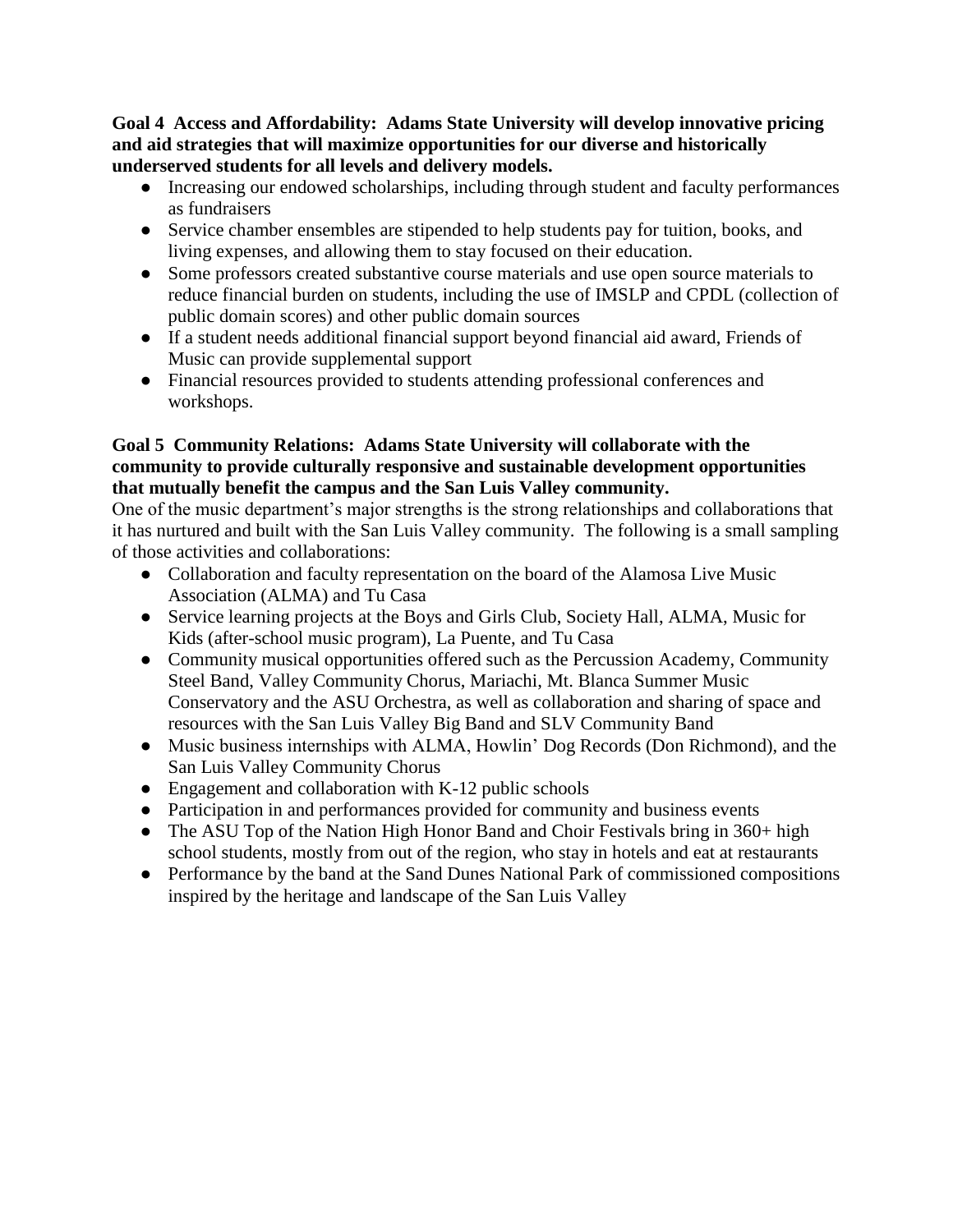**Goal 4 Access and Affordability: Adams State University will develop innovative pricing and aid strategies that will maximize opportunities for our diverse and historically underserved students for all levels and delivery models.**

- Increasing our endowed scholarships, including through student and faculty performances as fundraisers
- Service chamber ensembles are stipended to help students pay for tuition, books, and living expenses, and allowing them to stay focused on their education.
- Some professors created substantive course materials and use open source materials to reduce financial burden on students, including the use of IMSLP and CPDL (collection of public domain scores) and other public domain sources
- If a student needs additional financial support beyond financial aid award, Friends of Music can provide supplemental support
- Financial resources provided to students attending professional conferences and workshops.

**Goal 5 Community Relations: Adams State University will collaborate with the community to provide culturally responsive and sustainable development opportunities that mutually benefit the campus and the San Luis Valley community.**

One of the music department's major strengths is the strong relationships and collaborations that it has nurtured and built with the San Luis Valley community. The following is a small sampling of those activities and collaborations:

- Collaboration and faculty representation on the board of the Alamosa Live Music Association (ALMA) and Tu Casa
- Service learning projects at the Boys and Girls Club, Society Hall, ALMA, Music for Kids (after-school music program), La Puente, and Tu Casa
- Community musical opportunities offered such as the Percussion Academy, Community Steel Band, Valley Community Chorus, Mariachi, Mt. Blanca Summer Music Conservatory and the ASU Orchestra, as well as collaboration and sharing of space and resources with the San Luis Valley Big Band and SLV Community Band
- Music business internships with ALMA, Howlin' Dog Records (Don Richmond), and the San Luis Valley Community Chorus
- Engagement and collaboration with K-12 public schools
- Participation in and performances provided for community and business events
- The ASU Top of the Nation High Honor Band and Choir Festivals bring in 360+ high school students, mostly from out of the region, who stay in hotels and eat at restaurants
- Performance by the band at the Sand Dunes National Park of commissioned compositions inspired by the heritage and landscape of the San Luis Valley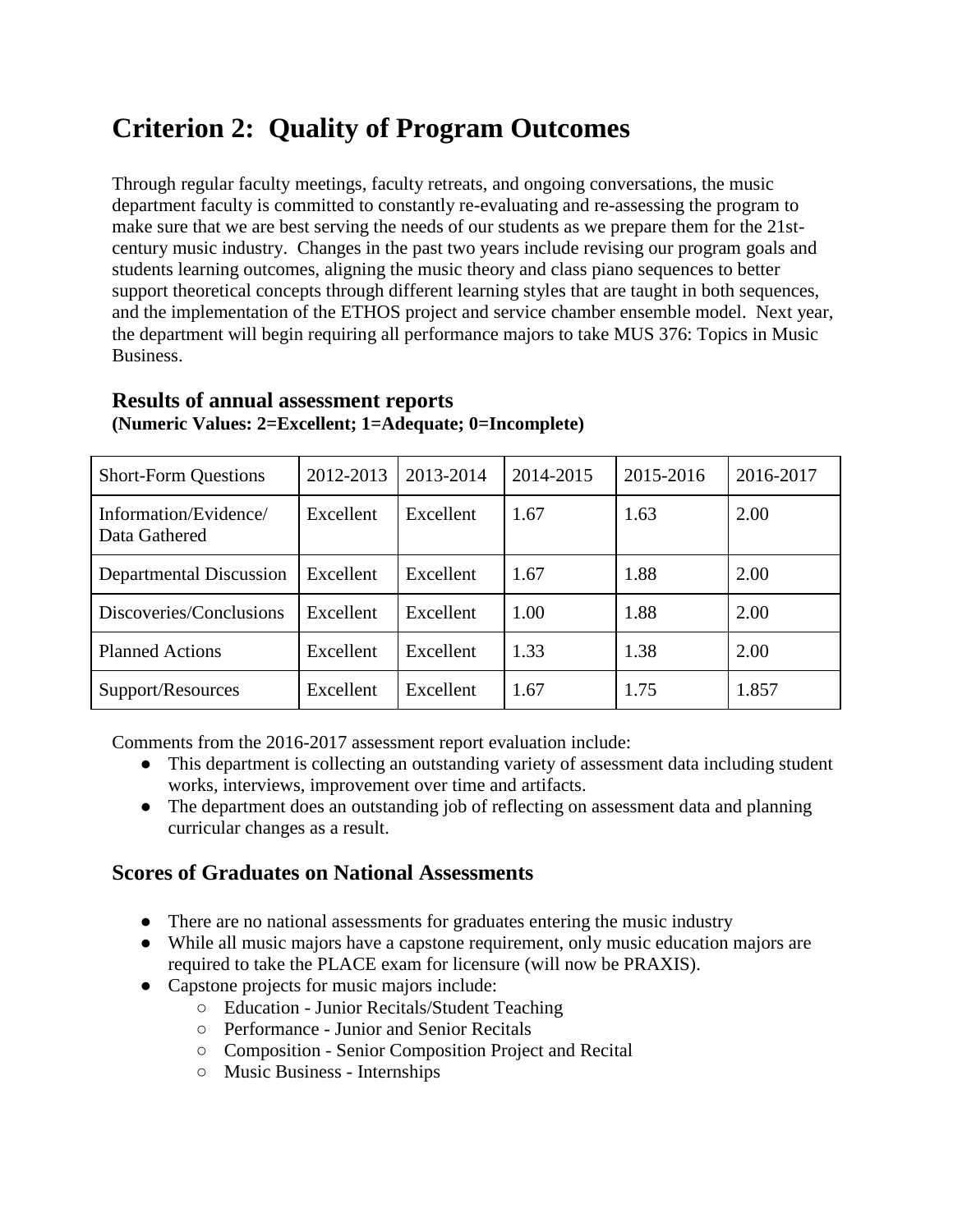# Criterion 2: Quality of Program Outcomes

Through regular faculty meetings, faculty retreats, and ongoing conversations, the music department faculty is committed to constantly re-evaluating and re-assessing the program to make sure that we are best serving the needs of our students as we prepare them for the 21st-century music industry. Changes in the past two years include revising our program goals and students learning outcomes, aligning the music theory and class piano sequences to better support theoretical concepts through different learning styles that are taught in both sequences, and the implementation of the ETHOS project and service chamber ensemble model. Next year, the department will begin requiring all performance majors to take MUS 376: Topics in Music Business.

## Results of annual assessment reports

**(Numeric Values: 2=Excellent; 1=Adequate; 0=Incomplete)**

| Short-Form Questions | 2012-2013 | 2013-2014 | 2014-2015 | 2015-2016 | 2016-2017 |
|---|---|---|---|---|---|
| Information/Evidence/ Data Gathered | Excellent | Excellent | 1.67 | 1.63 | 2.00 |
| Departmental Discussion | Excellent | Excellent | 1.67 | 1.88 | 2.00 |
| Discoveries/Conclusions | Excellent | Excellent | 1.00 | 1.88 | 2.00 |
| Planned Actions | Excellent | Excellent | 1.33 | 1.38 | 2.00 |
| Support/Resources | Excellent | Excellent | 1.67 | 1.75 | 1.857 |

Comments from the 2016-2017 assessment report evaluation include:

- This department is collecting an outstanding variety of assessment data including student works, interviews, improvement over time and artifacts.
- The department does an outstanding job of reflecting on assessment data and planning curricular changes as a result.

## Scores of Graduates on National Assessments

- There are no national assessments for graduates entering the music industry
- While all music majors have a capstone requirement, only music education majors are required to take the PLACE exam for licensure (will now be PRAXIS).
- Capstone projects for music majors include:
  - Education - Junior Recitals/Student Teaching
  - Performance - Junior and Senior Recitals
  - Composition - Senior Composition Project and Recital
  - Music Business - Internships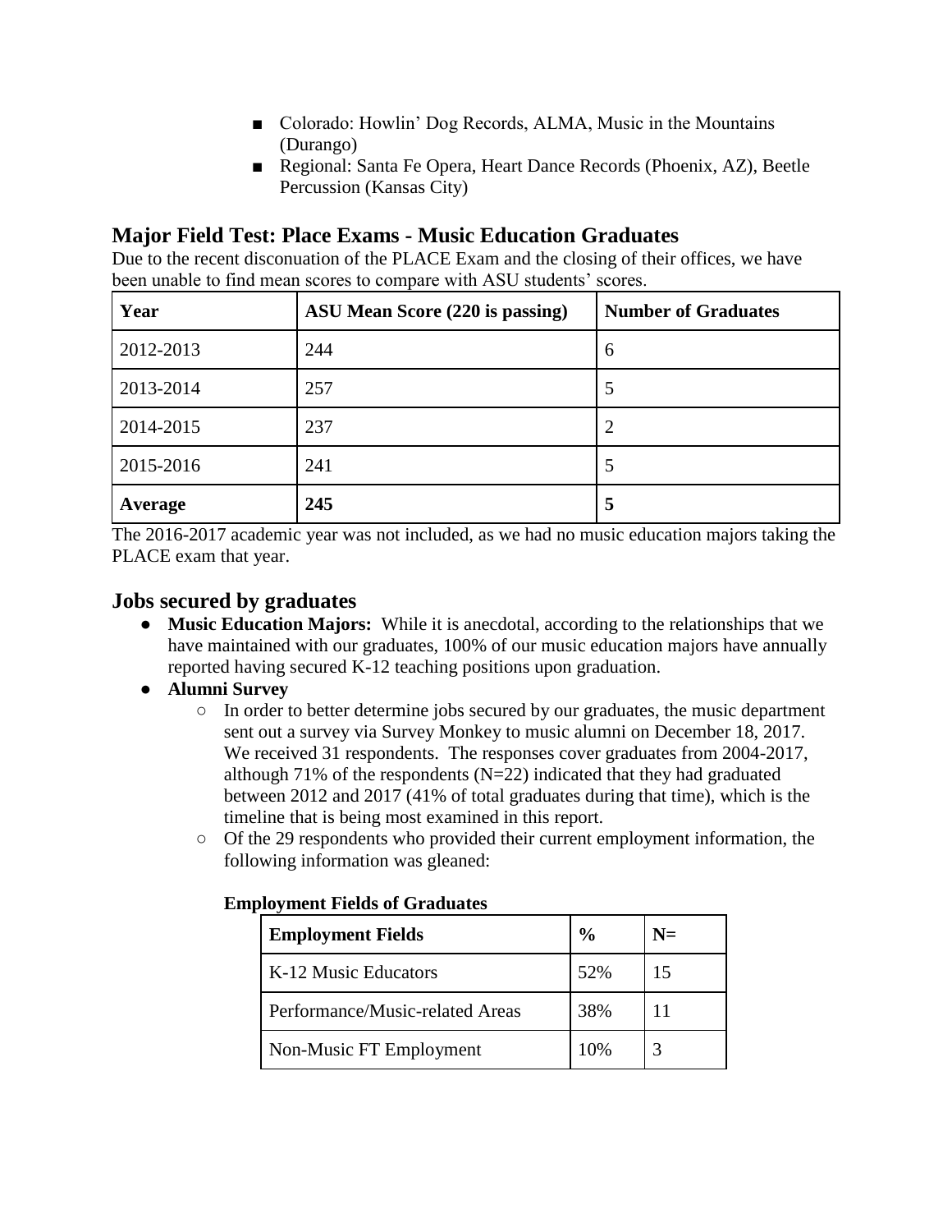- Colorado: Howlin' Dog Records, ALMA, Music in the Mountains (Durango)
- Regional: Santa Fe Opera, Heart Dance Records (Phoenix, AZ), Beetle Percussion (Kansas City)

## Major Field Test: Place Exams - Music Education Graduates

Due to the recent disconuation of the PLACE Exam and the closing of their offices, we have been unable to find mean scores to compare with ASU students' scores.

| Year | ASU Mean Score (220 is passing) | Number of Graduates |
|---|---|---|
| 2012-2013 | 244 | 6 |
| 2013-2014 | 257 | 5 |
| 2014-2015 | 237 | 2 |
| 2015-2016 | 241 | 5 |
| **Average** | **245** | **5** |

The 2016-2017 academic year was not included, as we had no music education majors taking the PLACE exam that year.

## Jobs secured by graduates

- **Music Education Majors:** While it is anecdotal, according to the relationships that we have maintained with our graduates, 100% of our music education majors have annually reported having secured K-12 teaching positions upon graduation.
- **Alumni Survey**
  - In order to better determine jobs secured by our graduates, the music department sent out a survey via Survey Monkey to music alumni on December 18, 2017. We received 31 respondents. The responses cover graduates from 2004-2017, although 71% of the respondents (N=22) indicated that they had graduated between 2012 and 2017 (41% of total graduates during that time), which is the timeline that is being most examined in this report.
  - Of the 29 respondents who provided their current employment information, the following information was gleaned:

**Employment Fields of Graduates**

| Employment Fields | % | N= |
|---|---|---|
| K-12 Music Educators | 52% | 15 |
| Performance/Music-related Areas | 38% | 11 |
| Non-Music FT Employment | 10% | 3 |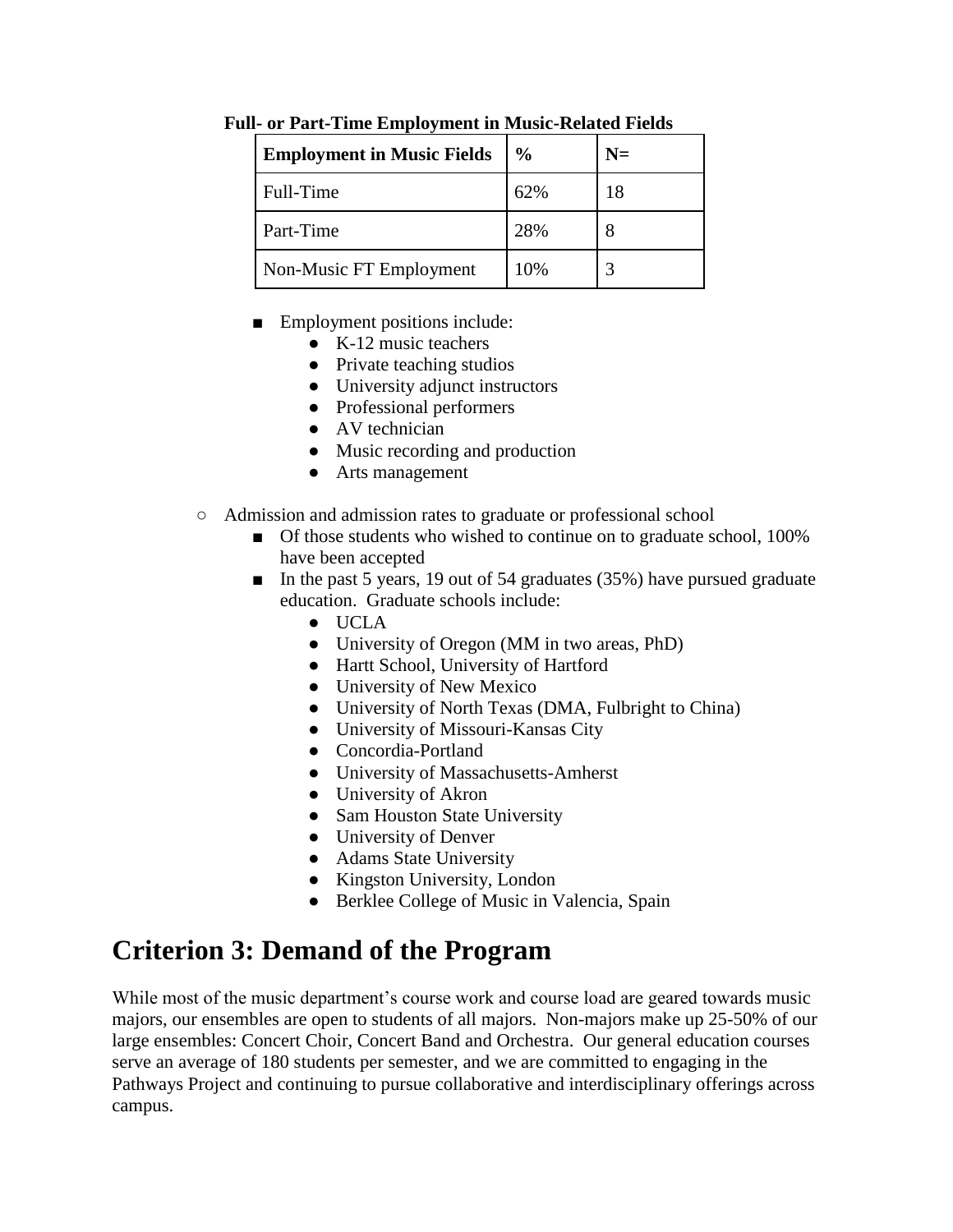**Full- or Part-Time Employment in Music-Related Fields**

| Employment in Music Fields | % | N= |
|---|---|---|
| Full-Time | 62% | 18 |
| Part-Time | 28% | 8 |
| Non-Music FT Employment | 10% | 3 |

- Employment positions include:
  - K-12 music teachers
  - Private teaching studios
  - University adjunct instructors
  - Professional performers
  - AV technician
  - Music recording and production
  - Arts management

- Admission and admission rates to graduate or professional school
  - Of those students who wished to continue on to graduate school, 100% have been accepted
  - In the past 5 years, 19 out of 54 graduates (35%) have pursued graduate education. Graduate schools include:
    - UCLA
    - University of Oregon (MM in two areas, PhD)
    - Hartt School, University of Hartford
    - University of New Mexico
    - University of North Texas (DMA, Fulbright to China)
    - University of Missouri-Kansas City
    - Concordia-Portland
    - University of Massachusetts-Amherst
    - University of Akron
    - Sam Houston State University
    - University of Denver
    - Adams State University
    - Kingston University, London
    - Berklee College of Music in Valencia, Spain

# Criterion 3: Demand of the Program

While most of the music department's course work and course load are geared towards music majors, our ensembles are open to students of all majors. Non-majors make up 25-50% of our large ensembles: Concert Choir, Concert Band and Orchestra. Our general education courses serve an average of 180 students per semester, and we are committed to engaging in the Pathways Project and continuing to pursue collaborative and interdisciplinary offerings across campus.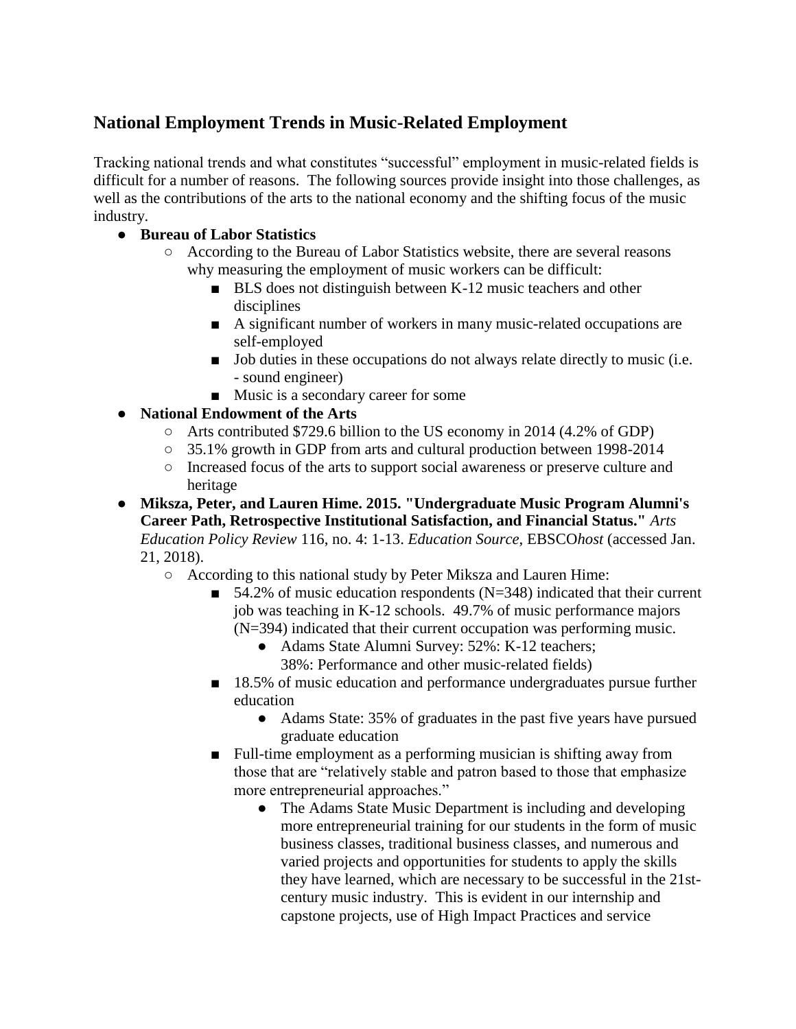## National Employment Trends in Music-Related Employment

Tracking national trends and what constitutes "successful" employment in music-related fields is difficult for a number of reasons. The following sources provide insight into those challenges, as well as the contributions of the arts to the national economy and the shifting focus of the music industry.

- **Bureau of Labor Statistics**
  - According to the Bureau of Labor Statistics website, there are several reasons why measuring the employment of music workers can be difficult:
    - BLS does not distinguish between K-12 music teachers and other disciplines
    - A significant number of workers in many music-related occupations are self-employed
    - Job duties in these occupations do not always relate directly to music (i.e. - sound engineer)
    - Music is a secondary career for some
- **National Endowment of the Arts**
  - Arts contributed $729.6 billion to the US economy in 2014 (4.2% of GDP)
  - 35.1% growth in GDP from arts and cultural production between 1998-2014
  - Increased focus of the arts to support social awareness or preserve culture and heritage
- **Miksza, Peter, and Lauren Hime. 2015. "Undergraduate Music Program Alumni's Career Path, Retrospective Institutional Satisfaction, and Financial Status."** *Arts Education Policy Review* 116, no. 4: 1-13. *Education Source*, EBSCO*host* (accessed Jan. 21, 2018).
  - According to this national study by Peter Miksza and Lauren Hime:
    - 54.2% of music education respondents (N=348) indicated that their current job was teaching in K-12 schools. 49.7% of music performance majors (N=394) indicated that their current occupation was performing music.
      - Adams State Alumni Survey: 52%: K-12 teachers; 38%: Performance and other music-related fields)
    - 18.5% of music education and performance undergraduates pursue further education
      - Adams State: 35% of graduates in the past five years have pursued graduate education
    - Full-time employment as a performing musician is shifting away from those that are "relatively stable and patron based to those that emphasize more entrepreneurial approaches."
      - The Adams State Music Department is including and developing more entrepreneurial training for our students in the form of music business classes, traditional business classes, and numerous and varied projects and opportunities for students to apply the skills they have learned, which are necessary to be successful in the 21st-century music industry. This is evident in our internship and capstone projects, use of High Impact Practices and service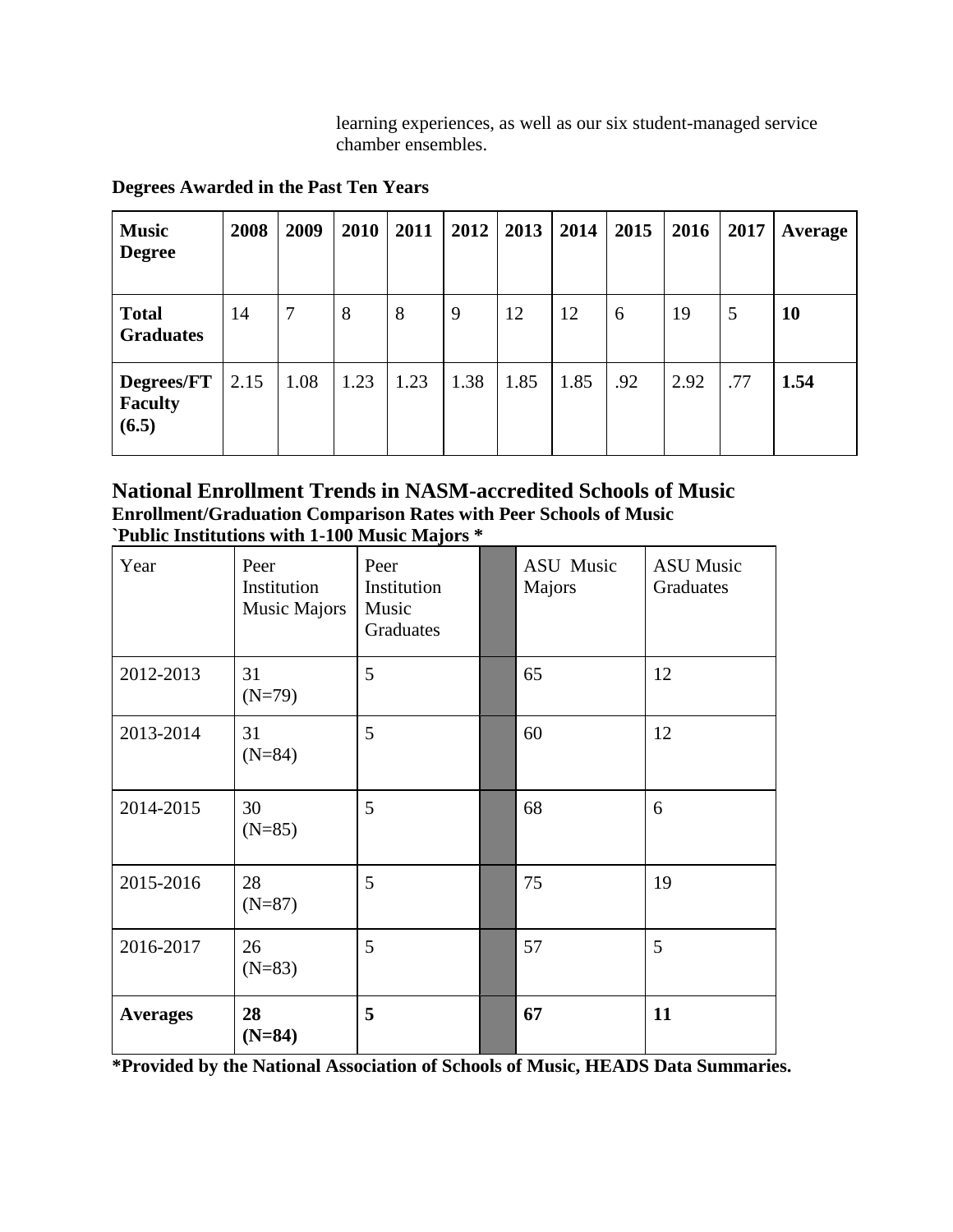learning experiences, as well as our six student-managed service chamber ensembles.

**Degrees Awarded in the Past Ten Years**

| **Music Degree** | **2008** | **2009** | **2010** | **2011** | **2012** | **2013** | **2014** | **2015** | **2016** | **2017** | **Average** |
|---|---|---|---|---|---|---|---|---|---|---|---|
| **Total Graduates** | 14 | 7 | 8 | 8 | 9 | 12 | 12 | 6 | 19 | 5 | **10** |
| **Degrees/FT Faculty (6.5)** | 2.15 | 1.08 | 1.23 | 1.23 | 1.38 | 1.85 | 1.85 | .92 | 2.92 | .77 | **1.54** |

## National Enrollment Trends in NASM-accredited Schools of Music

**Enrollment/Graduation Comparison Rates with Peer Schools of Music**
**`Public Institutions with 1-100 Music Majors ***

| Year | Peer Institution Music Majors | Peer Institution Music Graduates | | ASU Music Majors | ASU Music Graduates |
|---|---|---|---|---|---|
| 2012-2013 | 31 (N=79) | 5 | | 65 | 12 |
| 2013-2014 | 31 (N=84) | 5 | | 60 | 12 |
| 2014-2015 | 30 (N=85) | 5 | | 68 | 6 |
| 2015-2016 | 28 (N=87) | 5 | | 75 | 19 |
| 2016-2017 | 26 (N=83) | 5 | | 57 | 5 |
| **Averages** | **28 (N=84)** | **5** | | **67** | **11** |

***Provided by the National Association of Schools of Music, HEADS Data Summaries.**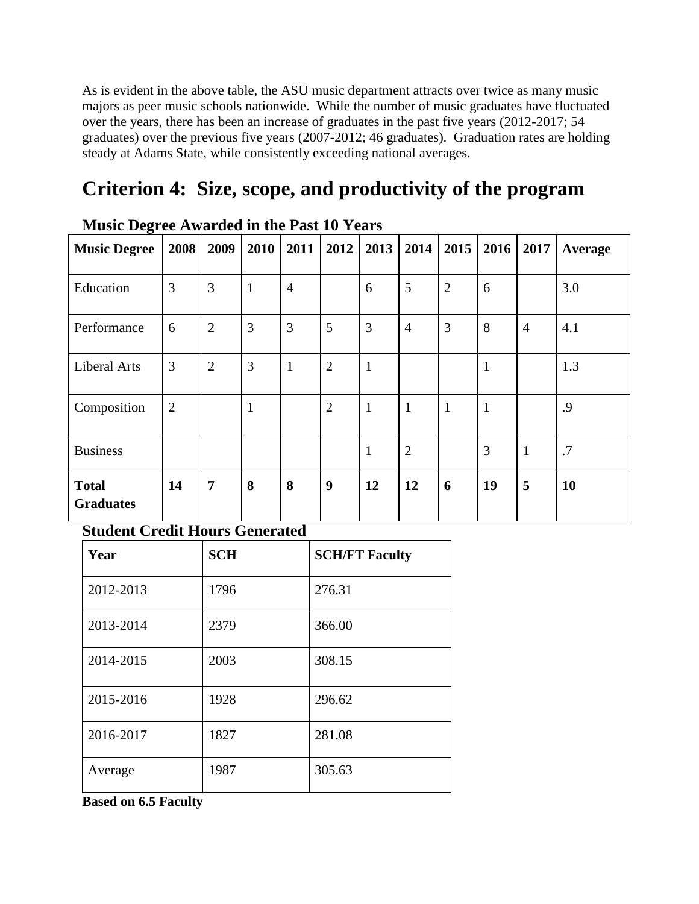As is evident in the above table, the ASU music department attracts over twice as many music majors as peer music schools nationwide. While the number of music graduates have fluctuated over the years, there has been an increase of graduates in the past five years (2012-2017; 54 graduates) over the previous five years (2007-2012; 46 graduates). Graduation rates are holding steady at Adams State, while consistently exceeding national averages.

# Criterion 4: Size, scope, and productivity of the program

### Music Degree Awarded in the Past 10 Years

| Music Degree | 2008 | 2009 | 2010 | 2011 | 2012 | 2013 | 2014 | 2015 | 2016 | 2017 | Average |
|---|---|---|---|---|---|---|---|---|---|---|---|
| Education | 3 | 3 | 1 | 4 | | 6 | 5 | 2 | 6 | | 3.0 |
| Performance | 6 | 2 | 3 | 3 | 5 | 3 | 4 | 3 | 8 | 4 | 4.1 |
| Liberal Arts | 3 | 2 | 3 | 1 | 2 | 1 | | | 1 | | 1.3 |
| Composition | 2 | | 1 | | 2 | 1 | 1 | 1 | 1 | | .9 |
| Business | | | | | | 1 | 2 | | 3 | 1 | .7 |
| **Total Graduates** | **14** | **7** | **8** | **8** | **9** | **12** | **12** | **6** | **19** | **5** | **10** |

### Student Credit Hours Generated

| Year | SCH | SCH/FT Faculty |
|---|---|---|
| 2012-2013 | 1796 | 276.31 |
| 2013-2014 | 2379 | 366.00 |
| 2014-2015 | 2003 | 308.15 |
| 2015-2016 | 1928 | 296.62 |
| 2016-2017 | 1827 | 281.08 |
| Average | 1987 | 305.63 |

**Based on 6.5 Faculty**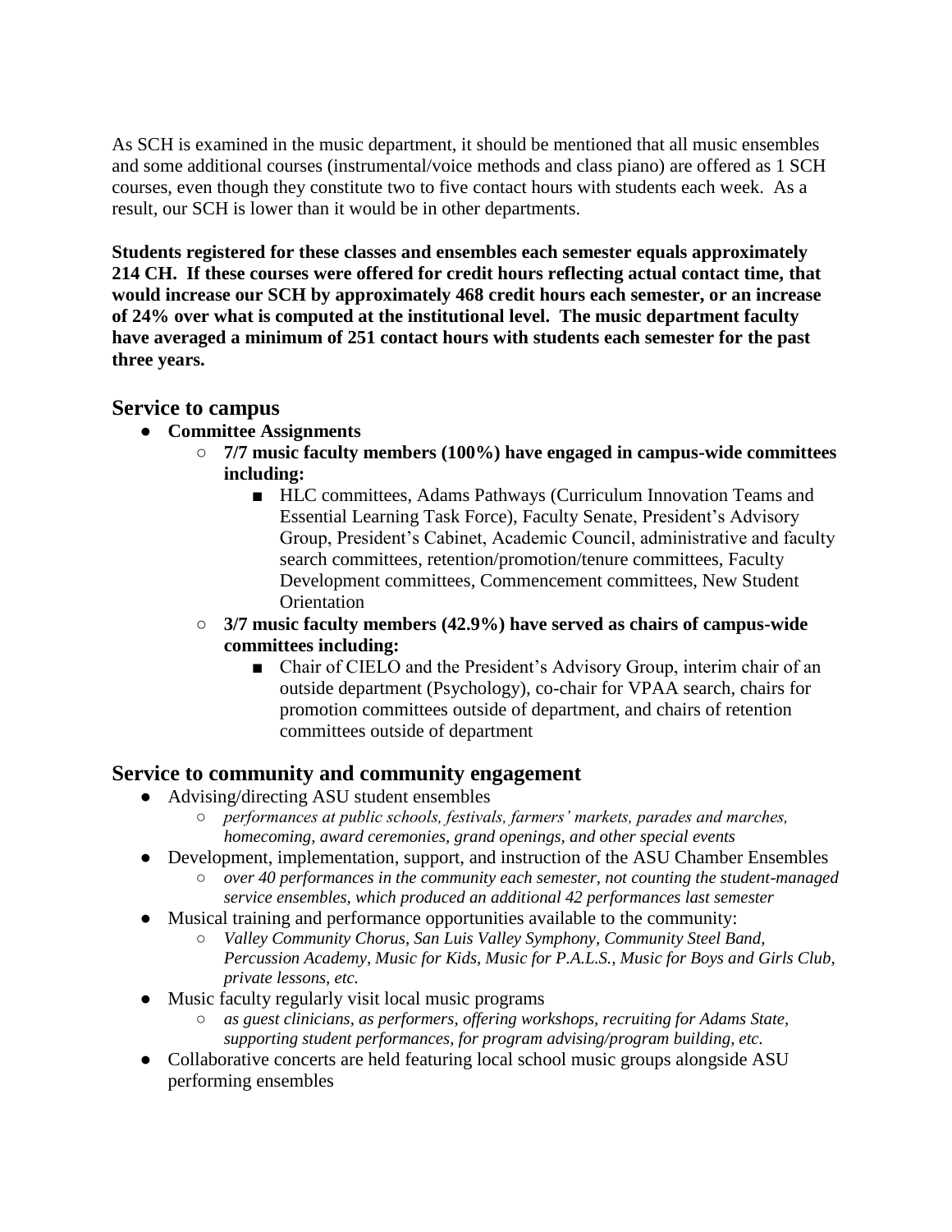As SCH is examined in the music department, it should be mentioned that all music ensembles and some additional courses (instrumental/voice methods and class piano) are offered as 1 SCH courses, even though they constitute two to five contact hours with students each week. As a result, our SCH is lower than it would be in other departments.

**Students registered for these classes and ensembles each semester equals approximately 214 CH. If these courses were offered for credit hours reflecting actual contact time, that would increase our SCH by approximately 468 credit hours each semester, or an increase of 24% over what is computed at the institutional level. The music department faculty have averaged a minimum of 251 contact hours with students each semester for the past three years.**

## Service to campus

- **Committee Assignments**
  - **7/7 music faculty members (100%) have engaged in campus-wide committees including:**
    - HLC committees, Adams Pathways (Curriculum Innovation Teams and Essential Learning Task Force), Faculty Senate, President's Advisory Group, President's Cabinet, Academic Council, administrative and faculty search committees, retention/promotion/tenure committees, Faculty Development committees, Commencement committees, New Student Orientation
  - **3/7 music faculty members (42.9%) have served as chairs of campus-wide committees including:**
    - Chair of CIELO and the President's Advisory Group, interim chair of an outside department (Psychology), co-chair for VPAA search, chairs for promotion committees outside of department, and chairs of retention committees outside of department

## Service to community and community engagement

- Advising/directing ASU student ensembles
  - *performances at public schools, festivals, farmers' markets, parades and marches, homecoming, award ceremonies, grand openings, and other special events*
- Development, implementation, support, and instruction of the ASU Chamber Ensembles
  - *over 40 performances in the community each semester, not counting the student-managed service ensembles, which produced an additional 42 performances last semester*
- Musical training and performance opportunities available to the community:
  - *Valley Community Chorus, San Luis Valley Symphony, Community Steel Band, Percussion Academy, Music for Kids, Music for P.A.L.S., Music for Boys and Girls Club, private lessons, etc.*
- Music faculty regularly visit local music programs
  - *as guest clinicians, as performers, offering workshops, recruiting for Adams State, supporting student performances, for program advising/program building, etc.*
- Collaborative concerts are held featuring local school music groups alongside ASU performing ensembles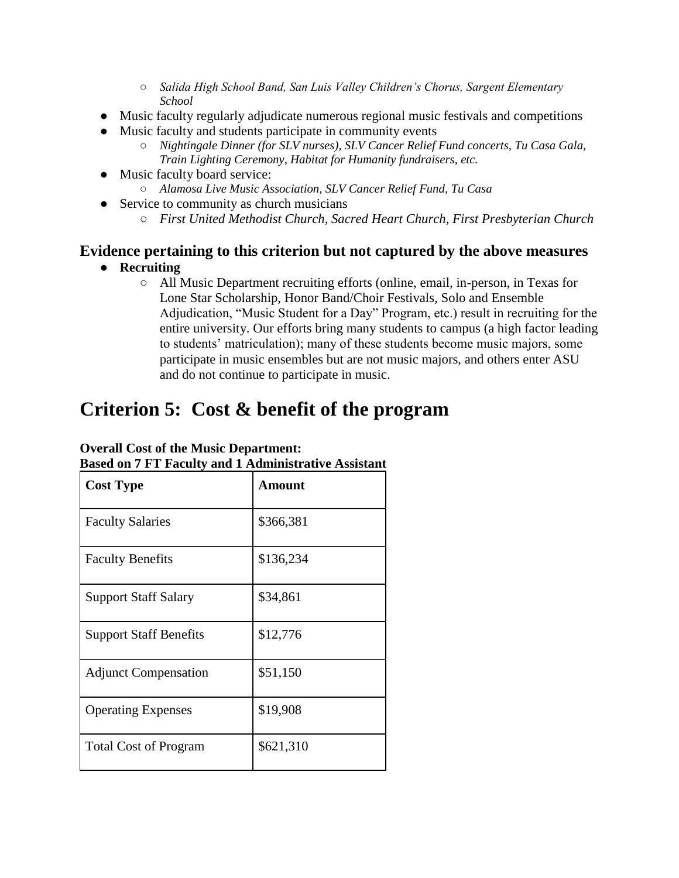- *Salida High School Band, San Luis Valley Children's Chorus, Sargent Elementary School*
- Music faculty regularly adjudicate numerous regional music festivals and competitions
- Music faculty and students participate in community events
  - *Nightingale Dinner (for SLV nurses), SLV Cancer Relief Fund concerts, Tu Casa Gala, Train Lighting Ceremony, Habitat for Humanity fundraisers, etc.*
- Music faculty board service:
  - *Alamosa Live Music Association, SLV Cancer Relief Fund, Tu Casa*
- Service to community as church musicians
  - *First United Methodist Church, Sacred Heart Church, First Presbyterian Church*

### Evidence pertaining to this criterion but not captured by the above measures

- **Recruiting**
  - All Music Department recruiting efforts (online, email, in-person, in Texas for Lone Star Scholarship, Honor Band/Choir Festivals, Solo and Ensemble Adjudication, "Music Student for a Day" Program, etc.) result in recruiting for the entire university. Our efforts bring many students to campus (a high factor leading to students' matriculation); many of these students become music majors, some participate in music ensembles but are not music majors, and others enter ASU and do not continue to participate in music.

# Criterion 5: Cost & benefit of the program

**Overall Cost of the Music Department:**
**Based on 7 FT Faculty and 1 Administrative Assistant**

| Cost Type | Amount |
|---|---|
| Faculty Salaries | $366,381 |
| Faculty Benefits | $136,234 |
| Support Staff Salary | $34,861 |
| Support Staff Benefits | $12,776 |
| Adjunct Compensation | $51,150 |
| Operating Expenses | $19,908 |
| Total Cost of Program | $621,310 |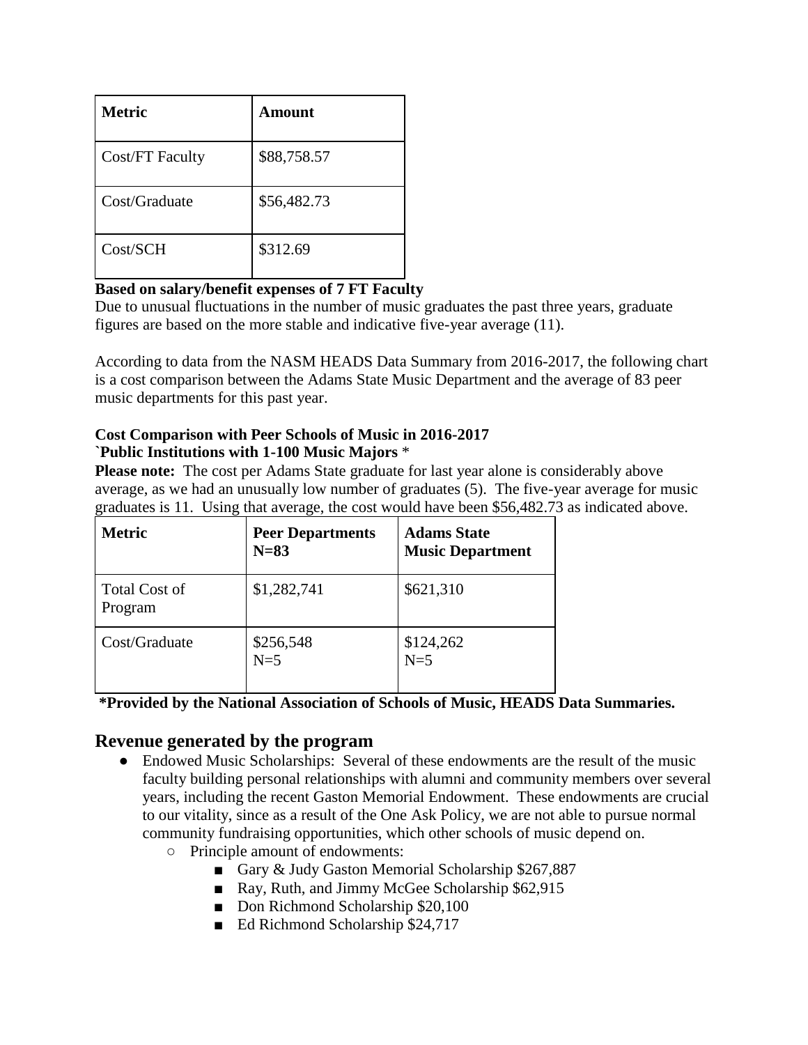| Metric | Amount |
| --- | --- |
| Cost/FT Faculty | $88,758.57 |
| Cost/Graduate | $56,482.73 |
| Cost/SCH | $312.69 |

**Based on salary/benefit expenses of 7 FT Faculty**

Due to unusual fluctuations in the number of music graduates the past three years, graduate figures are based on the more stable and indicative five-year average (11).

According to data from the NASM HEADS Data Summary from 2016-2017, the following chart is a cost comparison between the Adams State Music Department and the average of 83 peer music departments for this past year.

**Cost Comparison with Peer Schools of Music in 2016-2017**
**`Public Institutions with 1-100 Music Majors** *

**Please note:** The cost per Adams State graduate for last year alone is considerably above average, as we had an unusually low number of graduates (5). The five-year average for music graduates is 11. Using that average, the cost would have been $56,482.73 as indicated above.

| Metric | Peer Departments N=83 | Adams State Music Department |
| --- | --- | --- |
| Total Cost of Program | $1,282,741 | $621,310 |
| Cost/Graduate | $256,548 N=5 | $124,262 N=5 |

**\*Provided by the National Association of Schools of Music, HEADS Data Summaries.**

## Revenue generated by the program

- Endowed Music Scholarships: Several of these endowments are the result of the music faculty building personal relationships with alumni and community members over several years, including the recent Gaston Memorial Endowment. These endowments are crucial to our vitality, since as a result of the One Ask Policy, we are not able to pursue normal community fundraising opportunities, which other schools of music depend on.
  - Principle amount of endowments:
    - Gary & Judy Gaston Memorial Scholarship $267,887
    - Ray, Ruth, and Jimmy McGee Scholarship $62,915
    - Don Richmond Scholarship $20,100
    - Ed Richmond Scholarship $24,717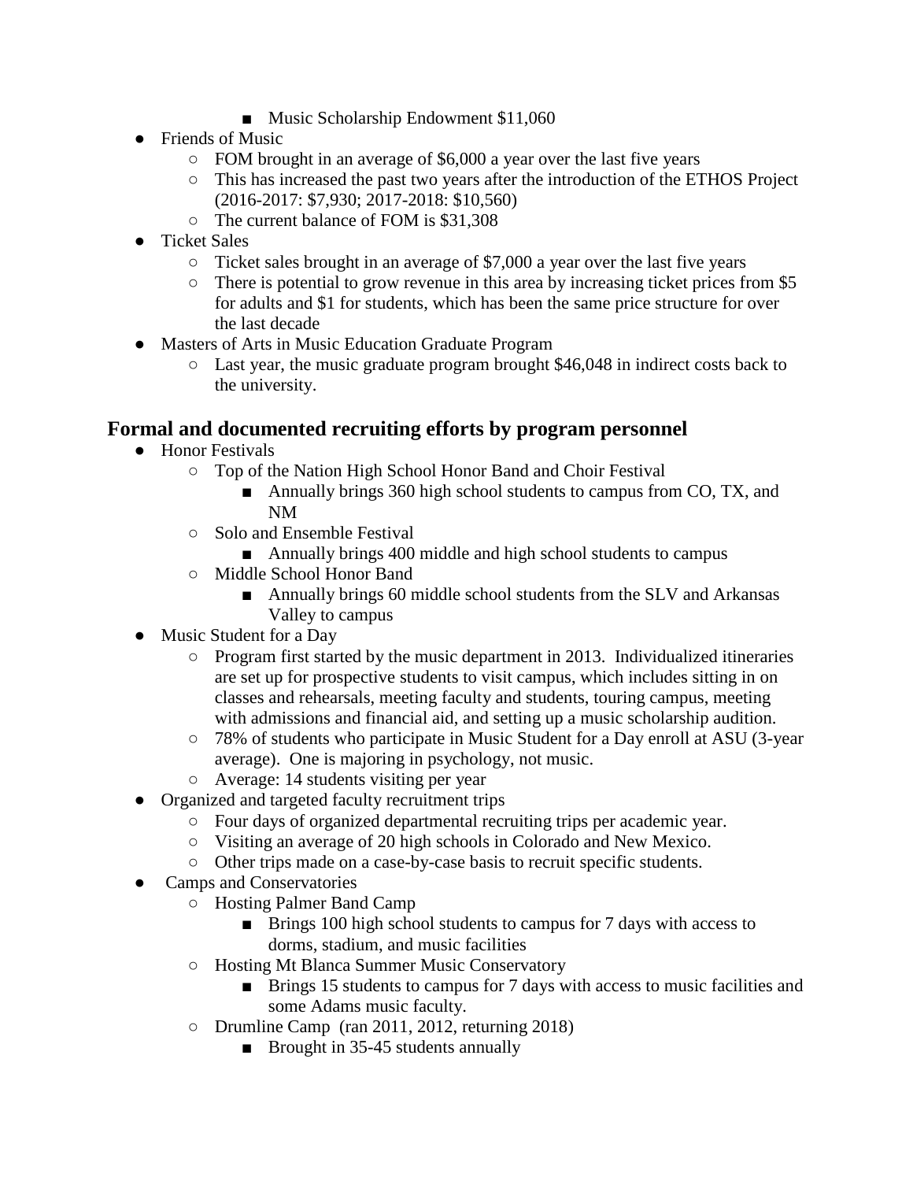- Music Scholarship Endowment $11,060
- Friends of Music
    - FOM brought in an average of $6,000 a year over the last five years
    - This has increased the past two years after the introduction of the ETHOS Project (2016-2017: $7,930; 2017-2018: $10,560)
    - The current balance of FOM is $31,308
- Ticket Sales
    - Ticket sales brought in an average of $7,000 a year over the last five years
    - There is potential to grow revenue in this area by increasing ticket prices from $5 for adults and $1 for students, which has been the same price structure for over the last decade
- Masters of Arts in Music Education Graduate Program
    - Last year, the music graduate program brought $46,048 in indirect costs back to the university.

## Formal and documented recruiting efforts by program personnel

- Honor Festivals
    - Top of the Nation High School Honor Band and Choir Festival
        - Annually brings 360 high school students to campus from CO, TX, and NM
    - Solo and Ensemble Festival
        - Annually brings 400 middle and high school students to campus
    - Middle School Honor Band
        - Annually brings 60 middle school students from the SLV and Arkansas Valley to campus
- Music Student for a Day
    - Program first started by the music department in 2013. Individualized itineraries are set up for prospective students to visit campus, which includes sitting in on classes and rehearsals, meeting faculty and students, touring campus, meeting with admissions and financial aid, and setting up a music scholarship audition.
    - 78% of students who participate in Music Student for a Day enroll at ASU (3-year average). One is majoring in psychology, not music.
    - Average: 14 students visiting per year
- Organized and targeted faculty recruitment trips
    - Four days of organized departmental recruiting trips per academic year.
    - Visiting an average of 20 high schools in Colorado and New Mexico.
    - Other trips made on a case-by-case basis to recruit specific students.
- Camps and Conservatories
    - Hosting Palmer Band Camp
        - Brings 100 high school students to campus for 7 days with access to dorms, stadium, and music facilities
    - Hosting Mt Blanca Summer Music Conservatory
        - Brings 15 students to campus for 7 days with access to music facilities and some Adams music faculty.
    - Drumline Camp (ran 2011, 2012, returning 2018)
        - Brought in 35-45 students annually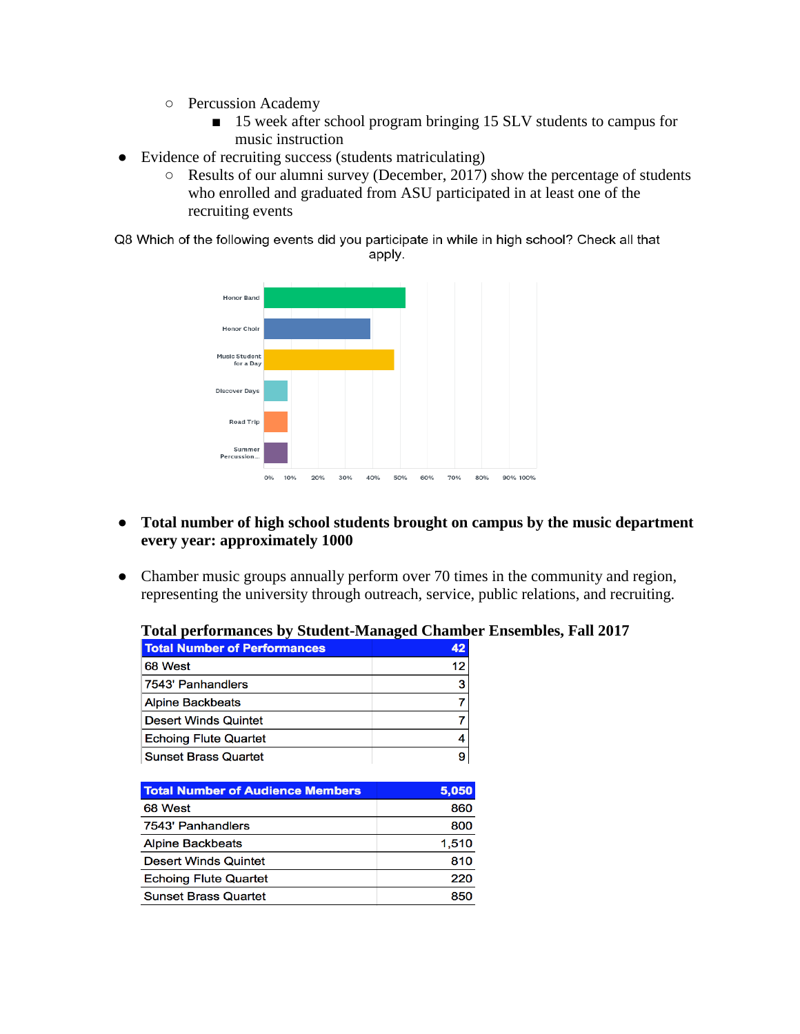- Percussion Academy
  - 15 week after school program bringing 15 SLV students to campus for music instruction
- Evidence of recruiting success (students matriculating)
  - Results of our alumni survey (December, 2017) show the percentage of students who enrolled and graduated from ASU participated in at least one of the recruiting events

Q8 Which of the following events did you participate in while in high school? Check all that apply.

Honor Band

Honor Choir

Music Student for a Day

Discover Days

Road Trip

Summer Percussion...

0% 10% 20% 30% 40% 50% 60% 70% 80% 90% 100%

- **Total number of high school students brought on campus by the music department every year: approximately 1000**

- Chamber music groups annually perform over 70 times in the community and region, representing the university through outreach, service, public relations, and recruiting.

**Total performances by Student-Managed Chamber Ensembles, Fall 2017**

| Total Number of Performances | 42 |
|---|---|
| 68 West | 12 |
| 7543' Panhandlers | 3 |
| Alpine Backbeats | 7 |
| Desert Winds Quintet | 7 |
| Echoing Flute Quartet | 4 |
| Sunset Brass Quartet | 9 |

| Total Number of Audience Members | 5,050 |
|---|---|
| 68 West | 860 |
| 7543' Panhandlers | 800 |
| Alpine Backbeats | 1,510 |
| Desert Winds Quintet | 810 |
| Echoing Flute Quartet | 220 |
| Sunset Brass Quartet | 850 |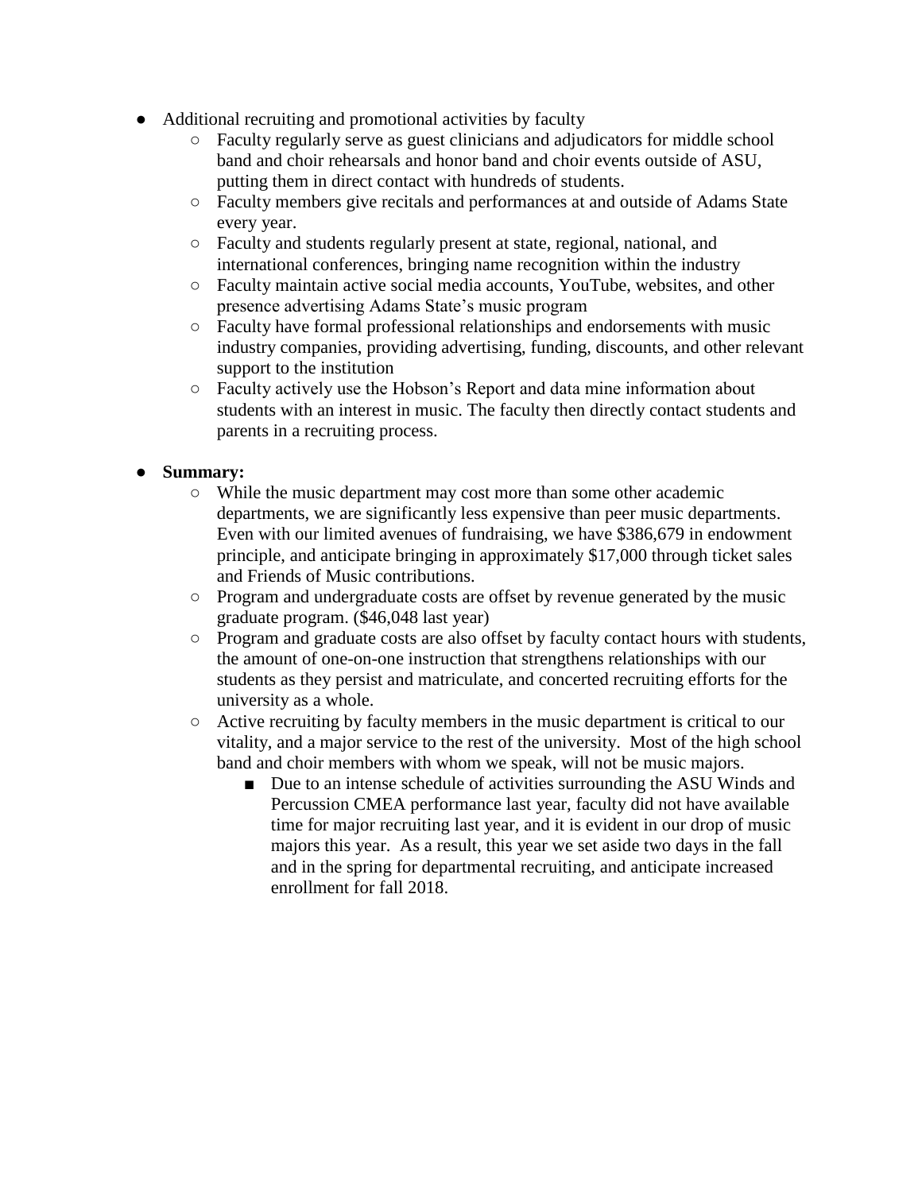- Additional recruiting and promotional activities by faculty
  - Faculty regularly serve as guest clinicians and adjudicators for middle school band and choir rehearsals and honor band and choir events outside of ASU, putting them in direct contact with hundreds of students.
  - Faculty members give recitals and performances at and outside of Adams State every year.
  - Faculty and students regularly present at state, regional, national, and international conferences, bringing name recognition within the industry
  - Faculty maintain active social media accounts, YouTube, websites, and other presence advertising Adams State's music program
  - Faculty have formal professional relationships and endorsements with music industry companies, providing advertising, funding, discounts, and other relevant support to the institution
  - Faculty actively use the Hobson's Report and data mine information about students with an interest in music. The faculty then directly contact students and parents in a recruiting process.

- **Summary:**
  - While the music department may cost more than some other academic departments, we are significantly less expensive than peer music departments. Even with our limited avenues of fundraising, we have $386,679 in endowment principle, and anticipate bringing in approximately $17,000 through ticket sales and Friends of Music contributions.
  - Program and undergraduate costs are offset by revenue generated by the music graduate program. ($46,048 last year)
  - Program and graduate costs are also offset by faculty contact hours with students, the amount of one-on-one instruction that strengthens relationships with our students as they persist and matriculate, and concerted recruiting efforts for the university as a whole.
  - Active recruiting by faculty members in the music department is critical to our vitality, and a major service to the rest of the university. Most of the high school band and choir members with whom we speak, will not be music majors.
    - Due to an intense schedule of activities surrounding the ASU Winds and Percussion CMEA performance last year, faculty did not have available time for major recruiting last year, and it is evident in our drop of music majors this year. As a result, this year we set aside two days in the fall and in the spring for departmental recruiting, and anticipate increased enrollment for fall 2018.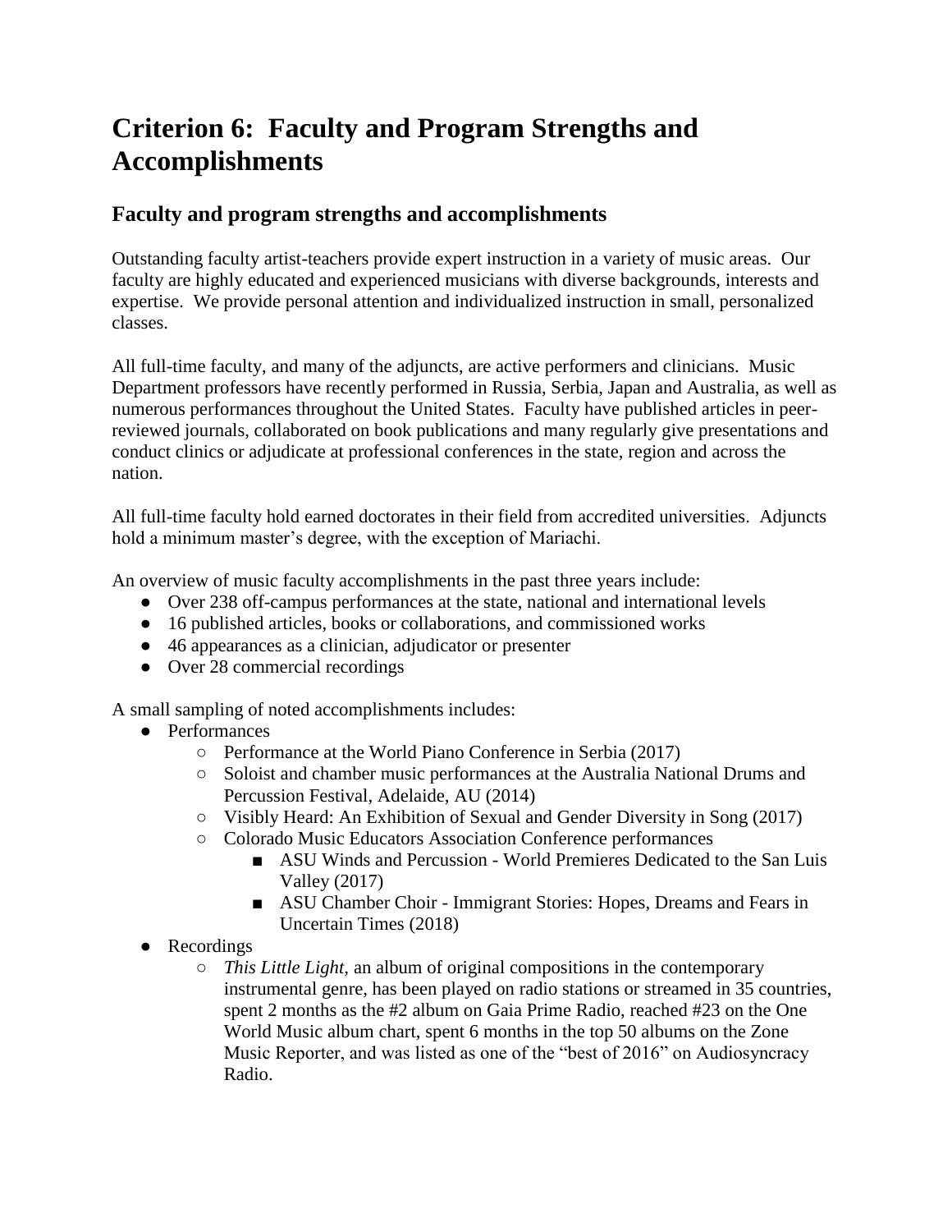# Criterion 6: Faculty and Program Strengths and Accomplishments

## Faculty and program strengths and accomplishments

Outstanding faculty artist-teachers provide expert instruction in a variety of music areas. Our faculty are highly educated and experienced musicians with diverse backgrounds, interests and expertise. We provide personal attention and individualized instruction in small, personalized classes.

All full-time faculty, and many of the adjuncts, are active performers and clinicians. Music Department professors have recently performed in Russia, Serbia, Japan and Australia, as well as numerous performances throughout the United States. Faculty have published articles in peer-reviewed journals, collaborated on book publications and many regularly give presentations and conduct clinics or adjudicate at professional conferences in the state, region and across the nation.

All full-time faculty hold earned doctorates in their field from accredited universities. Adjuncts hold a minimum master's degree, with the exception of Mariachi.

An overview of music faculty accomplishments in the past three years include:

- Over 238 off-campus performances at the state, national and international levels
- 16 published articles, books or collaborations, and commissioned works
- 46 appearances as a clinician, adjudicator or presenter
- Over 28 commercial recordings

A small sampling of noted accomplishments includes:

- Performances
  - Performance at the World Piano Conference in Serbia (2017)
  - Soloist and chamber music performances at the Australia National Drums and Percussion Festival, Adelaide, AU (2014)
  - Visibly Heard: An Exhibition of Sexual and Gender Diversity in Song (2017)
  - Colorado Music Educators Association Conference performances
    - ASU Winds and Percussion - World Premieres Dedicated to the San Luis Valley (2017)
    - ASU Chamber Choir - Immigrant Stories: Hopes, Dreams and Fears in Uncertain Times (2018)
- Recordings
  - *This Little Light,* an album of original compositions in the contemporary instrumental genre, has been played on radio stations or streamed in 35 countries, spent 2 months as the #2 album on Gaia Prime Radio, reached #23 on the One World Music album chart, spent 6 months in the top 50 albums on the Zone Music Reporter, and was listed as one of the "best of 2016" on Audiosyncracy Radio.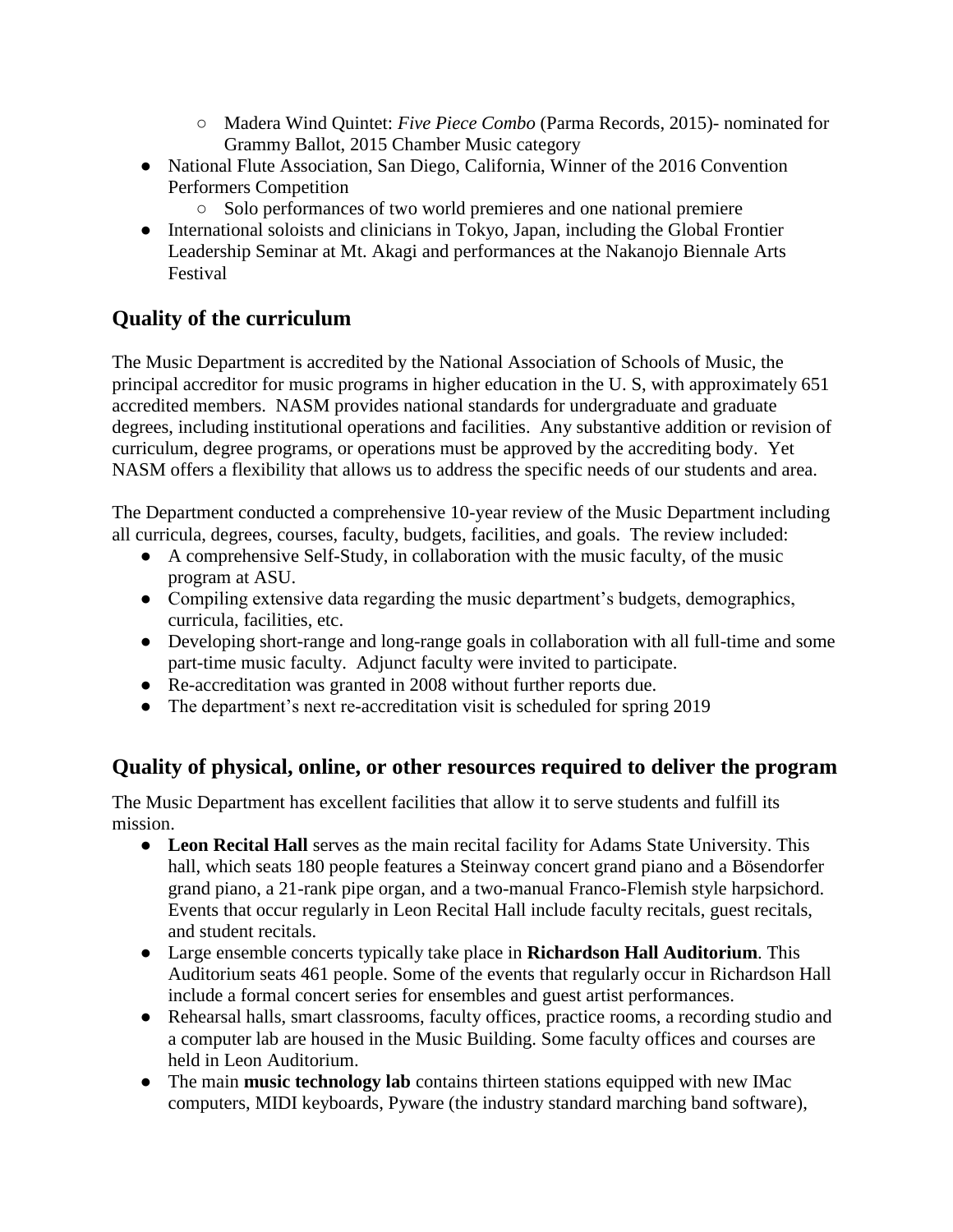- Madera Wind Quintet: *Five Piece Combo* (Parma Records, 2015)- nominated for Grammy Ballot, 2015 Chamber Music category
- National Flute Association, San Diego, California, Winner of the 2016 Convention Performers Competition
    - Solo performances of two world premieres and one national premiere
- International soloists and clinicians in Tokyo, Japan, including the Global Frontier Leadership Seminar at Mt. Akagi and performances at the Nakanojo Biennale Arts Festival

## Quality of the curriculum

The Music Department is accredited by the National Association of Schools of Music, the principal accreditor for music programs in higher education in the U. S, with approximately 651 accredited members. NASM provides national standards for undergraduate and graduate degrees, including institutional operations and facilities. Any substantive addition or revision of curriculum, degree programs, or operations must be approved by the accrediting body. Yet NASM offers a flexibility that allows us to address the specific needs of our students and area.

The Department conducted a comprehensive 10-year review of the Music Department including all curricula, degrees, courses, faculty, budgets, facilities, and goals. The review included:

- A comprehensive Self-Study, in collaboration with the music faculty, of the music program at ASU.
- Compiling extensive data regarding the music department's budgets, demographics, curricula, facilities, etc.
- Developing short-range and long-range goals in collaboration with all full-time and some part-time music faculty. Adjunct faculty were invited to participate.
- Re-accreditation was granted in 2008 without further reports due.
- The department's next re-accreditation visit is scheduled for spring 2019

## Quality of physical, online, or other resources required to deliver the program

The Music Department has excellent facilities that allow it to serve students and fulfill its mission.

- **Leon Recital Hall** serves as the main recital facility for Adams State University. This hall, which seats 180 people features a Steinway concert grand piano and a Bösendorfer grand piano, a 21-rank pipe organ, and a two-manual Franco-Flemish style harpsichord. Events that occur regularly in Leon Recital Hall include faculty recitals, guest recitals, and student recitals.
- Large ensemble concerts typically take place in **Richardson Hall Auditorium**. This Auditorium seats 461 people. Some of the events that regularly occur in Richardson Hall include a formal concert series for ensembles and guest artist performances.
- Rehearsal halls, smart classrooms, faculty offices, practice rooms, a recording studio and a computer lab are housed in the Music Building. Some faculty offices and courses are held in Leon Auditorium.
- The main **music technology lab** contains thirteen stations equipped with new IMac computers, MIDI keyboards, Pyware (the industry standard marching band software),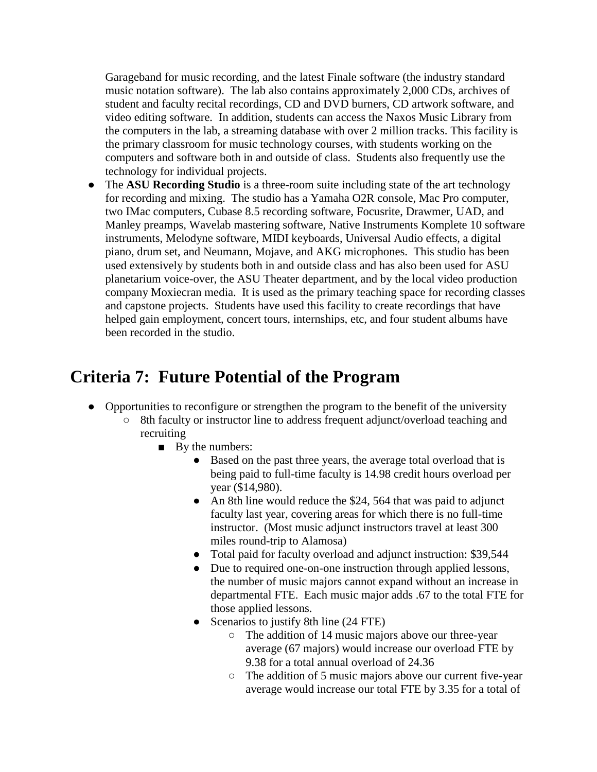Garageband for music recording, and the latest Finale software (the industry standard music notation software). The lab also contains approximately 2,000 CDs, archives of student and faculty recital recordings, CD and DVD burners, CD artwork software, and video editing software. In addition, students can access the Naxos Music Library from the computers in the lab, a streaming database with over 2 million tracks. This facility is the primary classroom for music technology courses, with students working on the computers and software both in and outside of class. Students also frequently use the technology for individual projects.

- The **ASU Recording Studio** is a three-room suite including state of the art technology for recording and mixing. The studio has a Yamaha O2R console, Mac Pro computer, two IMac computers, Cubase 8.5 recording software, Focusrite, Drawmer, UAD, and Manley preamps, Wavelab mastering software, Native Instruments Komplete 10 software instruments, Melodyne software, MIDI keyboards, Universal Audio effects, a digital piano, drum set, and Neumann, Mojave, and AKG microphones. This studio has been used extensively by students both in and outside class and has also been used for ASU planetarium voice-over, the ASU Theater department, and by the local video production company Moxiecran media. It is used as the primary teaching space for recording classes and capstone projects. Students have used this facility to create recordings that have helped gain employment, concert tours, internships, etc, and four student albums have been recorded in the studio.

# Criteria 7: Future Potential of the Program

- Opportunities to reconfigure or strengthen the program to the benefit of the university
  - 8th faculty or instructor line to address frequent adjunct/overload teaching and recruiting
    - By the numbers:
      - Based on the past three years, the average total overload that is being paid to full-time faculty is 14.98 credit hours overload per year ($14,980).
      - An 8th line would reduce the $24, 564 that was paid to adjunct faculty last year, covering areas for which there is no full-time instructor. (Most music adjunct instructors travel at least 300 miles round-trip to Alamosa)
      - Total paid for faculty overload and adjunct instruction: $39,544
      - Due to required one-on-one instruction through applied lessons, the number of music majors cannot expand without an increase in departmental FTE. Each music major adds .67 to the total FTE for those applied lessons.
      - Scenarios to justify 8th line (24 FTE)
        - The addition of 14 music majors above our three-year average (67 majors) would increase our overload FTE by 9.38 for a total annual overload of 24.36
        - The addition of 5 music majors above our current five-year average would increase our total FTE by 3.35 for a total of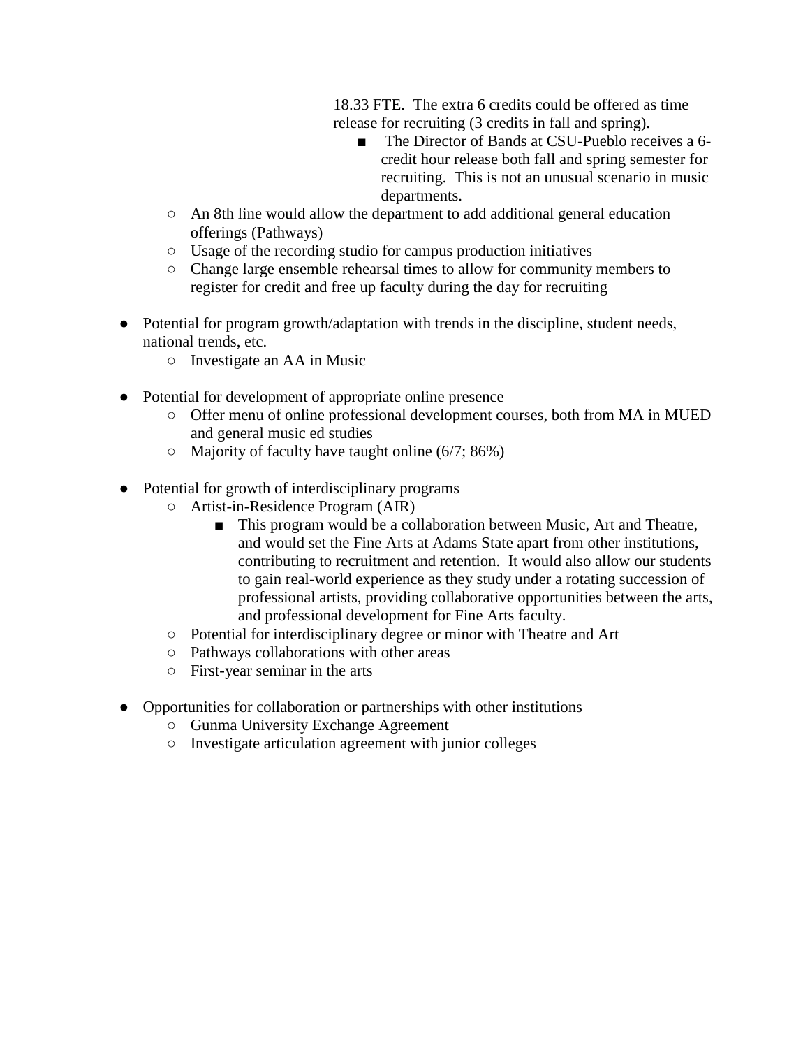18.33 FTE. The extra 6 credits could be offered as time release for recruiting (3 credits in fall and spring).

        - The Director of Bands at CSU-Pueblo receives a 6-credit hour release both fall and spring semester for recruiting. This is not an unusual scenario in music departments.
    - An 8th line would allow the department to add additional general education offerings (Pathways)
    - Usage of the recording studio for campus production initiatives
    - Change large ensemble rehearsal times to allow for community members to register for credit and free up faculty during the day for recruiting

- Potential for program growth/adaptation with trends in the discipline, student needs, national trends, etc.
    - Investigate an AA in Music

- Potential for development of appropriate online presence
    - Offer menu of online professional development courses, both from MA in MUED and general music ed studies
    - Majority of faculty have taught online (6/7; 86%)

- Potential for growth of interdisciplinary programs
    - Artist-in-Residence Program (AIR)
        - This program would be a collaboration between Music, Art and Theatre, and would set the Fine Arts at Adams State apart from other institutions, contributing to recruitment and retention. It would also allow our students to gain real-world experience as they study under a rotating succession of professional artists, providing collaborative opportunities between the arts, and professional development for Fine Arts faculty.
    - Potential for interdisciplinary degree or minor with Theatre and Art
    - Pathways collaborations with other areas
    - First-year seminar in the arts

- Opportunities for collaboration or partnerships with other institutions
    - Gunma University Exchange Agreement
    - Investigate articulation agreement with junior colleges